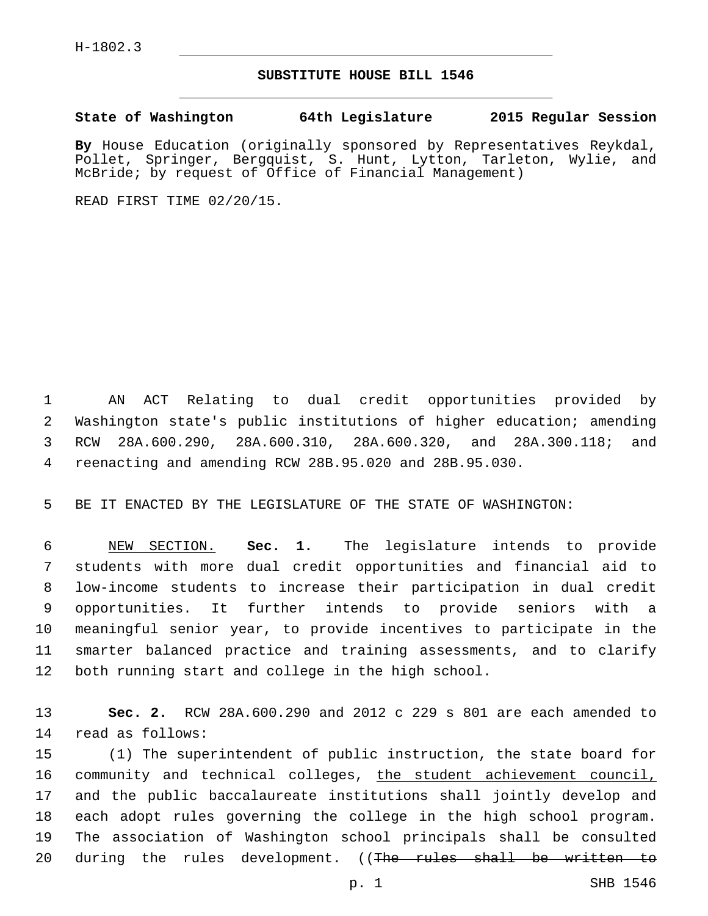H-1802.3

# SUBSTITUTE HOUSE BILL 1546

**State of Washington 64th Legislature 2015 Regular Session**

**By** House Education (originally sponsored by Representatives Reykdal, Pollet, Springer, Bergquist, S. Hunt, Lytton, Tarleton, Wylie, and McBride; by request of Office of Financial Management)

READ FIRST TIME 02/20/15.

1 AN ACT Relating to dual credit opportunities provided by
2 Washington state's public institutions of higher education; amending
3 RCW 28A.600.290, 28A.600.310, 28A.600.320, and 28A.300.118; and
4 reenacting and amending RCW 28B.95.020 and 28B.95.030.

5 BE IT ENACTED BY THE LEGISLATURE OF THE STATE OF WASHINGTON:

6 NEW SECTION. **Sec. 1.** The legislature intends to provide
7 students with more dual credit opportunities and financial aid to
8 low-income students to increase their participation in dual credit
9 opportunities. It further intends to provide seniors with a
10 meaningful senior year, to provide incentives to participate in the
11 smarter balanced practice and training assessments, and to clarify
12 both running start and college in the high school.

13 **Sec. 2.** RCW 28A.600.290 and 2012 c 229 s 801 are each amended to
14 read as follows:

15 (1) The superintendent of public instruction, the state board for
16 community and technical colleges, the student achievement council,
17 and the public baccalaureate institutions shall jointly develop and
18 each adopt rules governing the college in the high school program.
19 The association of Washington school principals shall be consulted
20 during the rules development. ((The rules shall be written to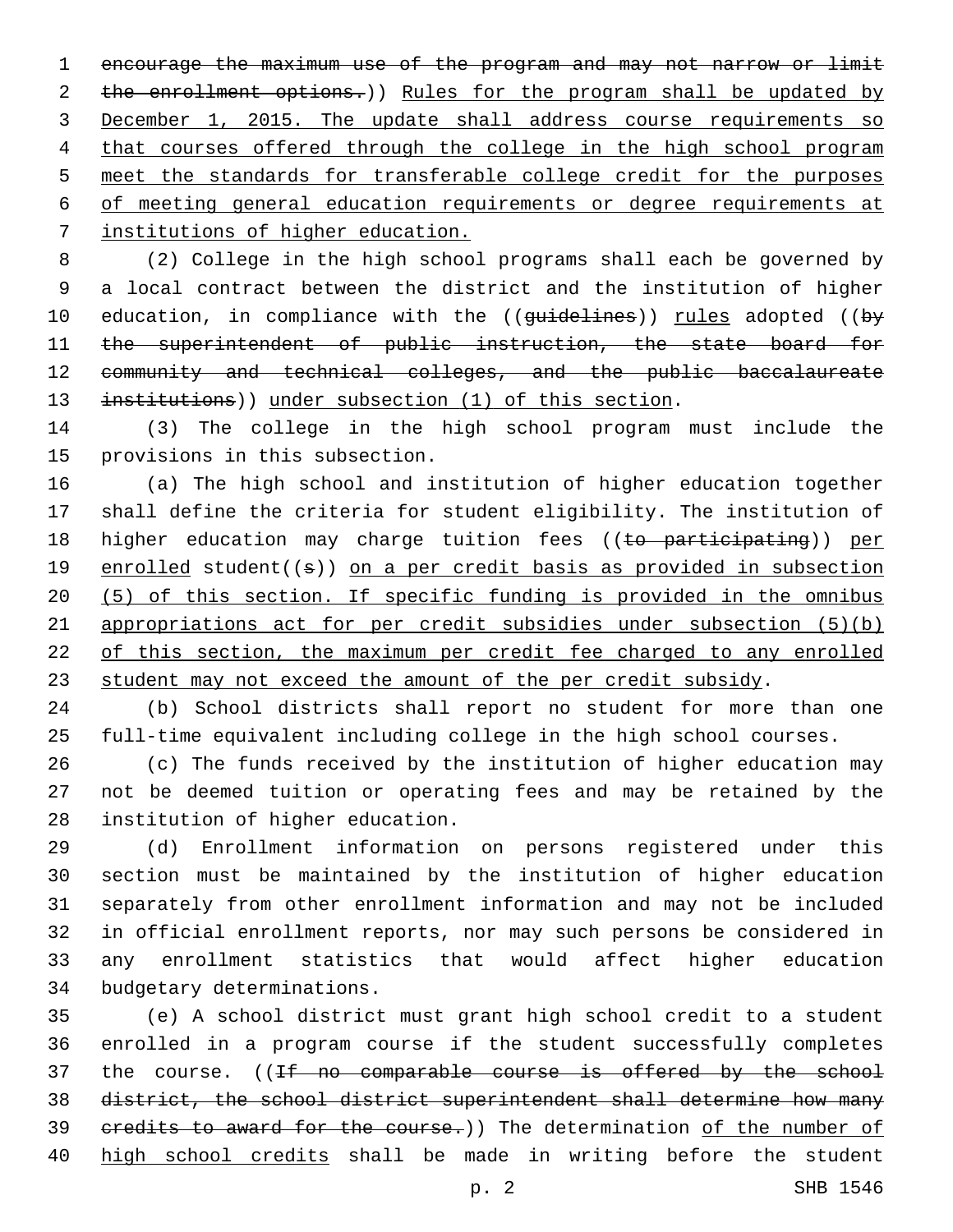~~encourage the maximum use of the program and may not narrow or limit the enrollment options.~~)) <u>Rules for the program shall be updated by December 1, 2015. The update shall address course requirements so that courses offered through the college in the high school program meet the standards for transferable college credit for the purposes of meeting general education requirements or degree requirements at institutions of higher education.</u>

(2) College in the high school programs shall each be governed by a local contract between the district and the institution of higher education, in compliance with the ((~~guidelines~~)) <u>rules</u> adopted ((~~by the superintendent of public instruction, the state board for community and technical colleges, and the public baccalaureate institutions~~)) <u>under subsection (1) of this section</u>.

(3) The college in the high school program must include the provisions in this subsection.

(a) The high school and institution of higher education together shall define the criteria for student eligibility. The institution of higher education may charge tuition fees ((~~to participating~~)) <u>per enrolled</u> student((~~s~~)) <u>on a per credit basis as provided in subsection (5) of this section. If specific funding is provided in the omnibus appropriations act for per credit subsidies under subsection (5)(b) of this section, the maximum per credit fee charged to any enrolled student may not exceed the amount of the per credit subsidy</u>.

(b) School districts shall report no student for more than one full-time equivalent including college in the high school courses.

(c) The funds received by the institution of higher education may not be deemed tuition or operating fees and may be retained by the institution of higher education.

(d) Enrollment information on persons registered under this section must be maintained by the institution of higher education separately from other enrollment information and may not be included in official enrollment reports, nor may such persons be considered in any enrollment statistics that would affect higher education budgetary determinations.

(e) A school district must grant high school credit to a student enrolled in a program course if the student successfully completes the course. ((~~If no comparable course is offered by the school district, the school district superintendent shall determine how many credits to award for the course.~~)) The determination <u>of the number of high school credits</u> shall be made in writing before the student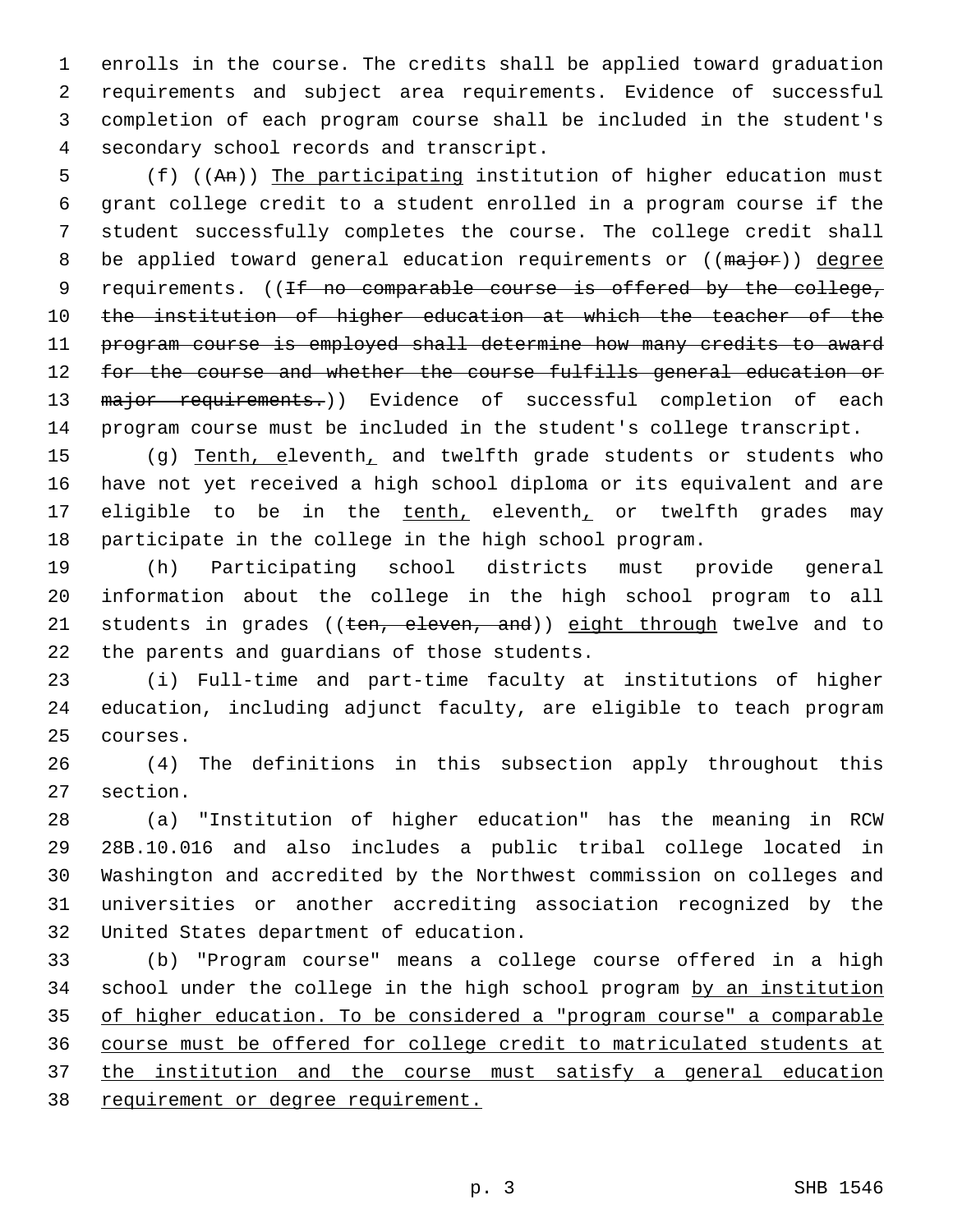enrolls in the course. The credits shall be applied toward graduation requirements and subject area requirements. Evidence of successful completion of each program course shall be included in the student's secondary school records and transcript.

(f) ((~~An~~)) <u>The participating</u> institution of higher education must grant college credit to a student enrolled in a program course if the student successfully completes the course. The college credit shall be applied toward general education requirements or ((~~major~~)) <u>degree</u> requirements. ((~~If no comparable course is offered by the college, the institution of higher education at which the teacher of the program course is employed shall determine how many credits to award for the course and whether the course fulfills general education or major requirements.~~)) Evidence of successful completion of each program course must be included in the student's college transcript.

(g) <u>Tenth, e</u>leventh<u>,</u> and twelfth grade students or students who have not yet received a high school diploma or its equivalent and are eligible to be in the <u>tenth,</u> eleventh<u>,</u> or twelfth grades may participate in the college in the high school program.

(h) Participating school districts must provide general information about the college in the high school program to all students in grades ((~~ten, eleven, and~~)) <u>eight through</u> twelve and to the parents and guardians of those students.

(i) Full-time and part-time faculty at institutions of higher education, including adjunct faculty, are eligible to teach program courses.

(4) The definitions in this subsection apply throughout this section.

(a) "Institution of higher education" has the meaning in RCW 28B.10.016 and also includes a public tribal college located in Washington and accredited by the Northwest commission on colleges and universities or another accrediting association recognized by the United States department of education.

(b) "Program course" means a college course offered in a high school under the college in the high school program <u>by an institution of higher education. To be considered a "program course" a comparable course must be offered for college credit to matriculated students at the institution and the course must satisfy a general education requirement or degree requirement.</u>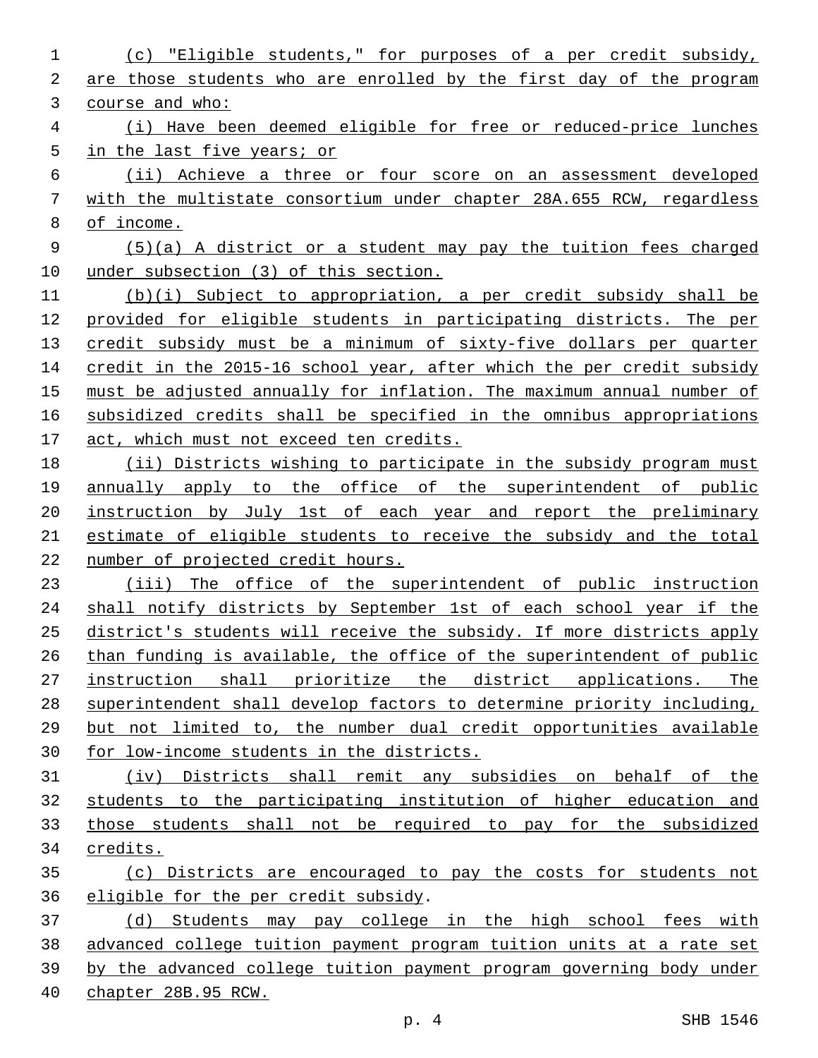(c) "Eligible students," for purposes of a per credit subsidy, are those students who are enrolled by the first day of the program course and who:

(i) Have been deemed eligible for free or reduced-price lunches in the last five years; or

(ii) Achieve a three or four score on an assessment developed with the multistate consortium under chapter 28A.655 RCW, regardless of income.

(5)(a) A district or a student may pay the tuition fees charged under subsection (3) of this section.

(b)(i) Subject to appropriation, a per credit subsidy shall be provided for eligible students in participating districts. The per credit subsidy must be a minimum of sixty-five dollars per quarter credit in the 2015-16 school year, after which the per credit subsidy must be adjusted annually for inflation. The maximum annual number of subsidized credits shall be specified in the omnibus appropriations act, which must not exceed ten credits.

(ii) Districts wishing to participate in the subsidy program must annually apply to the office of the superintendent of public instruction by July 1st of each year and report the preliminary estimate of eligible students to receive the subsidy and the total number of projected credit hours.

(iii) The office of the superintendent of public instruction shall notify districts by September 1st of each school year if the district's students will receive the subsidy. If more districts apply than funding is available, the office of the superintendent of public instruction shall prioritize the district applications. The superintendent shall develop factors to determine priority including, but not limited to, the number dual credit opportunities available for low-income students in the districts.

(iv) Districts shall remit any subsidies on behalf of the students to the participating institution of higher education and those students shall not be required to pay for the subsidized credits.

(c) Districts are encouraged to pay the costs for students not eligible for the per credit subsidy.

(d) Students may pay college in the high school fees with advanced college tuition payment program tuition units at a rate set by the advanced college tuition payment program governing body under chapter 28B.95 RCW.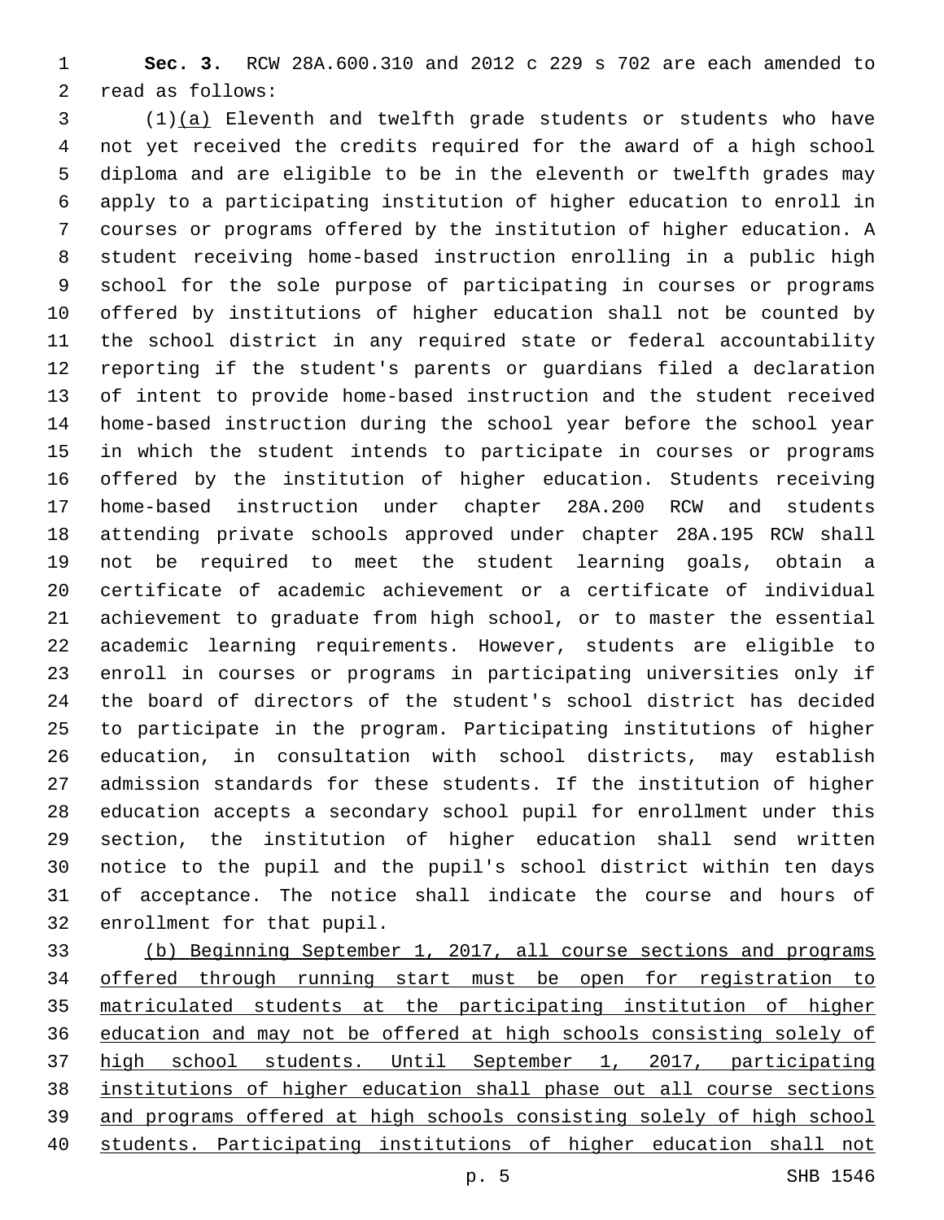**Sec. 3.** RCW 28A.600.310 and 2012 c 229 s 702 are each amended to read as follows:

(1)<u>(a)</u> Eleventh and twelfth grade students or students who have not yet received the credits required for the award of a high school diploma and are eligible to be in the eleventh or twelfth grades may apply to a participating institution of higher education to enroll in courses or programs offered by the institution of higher education. A student receiving home-based instruction enrolling in a public high school for the sole purpose of participating in courses or programs offered by institutions of higher education shall not be counted by the school district in any required state or federal accountability reporting if the student's parents or guardians filed a declaration of intent to provide home-based instruction and the student received home-based instruction during the school year before the school year in which the student intends to participate in courses or programs offered by the institution of higher education. Students receiving home-based instruction under chapter 28A.200 RCW and students attending private schools approved under chapter 28A.195 RCW shall not be required to meet the student learning goals, obtain a certificate of academic achievement or a certificate of individual achievement to graduate from high school, or to master the essential academic learning requirements. However, students are eligible to enroll in courses or programs in participating universities only if the board of directors of the student's school district has decided to participate in the program. Participating institutions of higher education, in consultation with school districts, may establish admission standards for these students. If the institution of higher education accepts a secondary school pupil for enrollment under this section, the institution of higher education shall send written notice to the pupil and the pupil's school district within ten days of acceptance. The notice shall indicate the course and hours of enrollment for that pupil.

<u>(b) Beginning September 1, 2017, all course sections and programs offered through running start must be open for registration to matriculated students at the participating institution of higher education and may not be offered at high schools consisting solely of high school students. Until September 1, 2017, participating institutions of higher education shall phase out all course sections and programs offered at high schools consisting solely of high school students. Participating institutions of higher education shall not</u>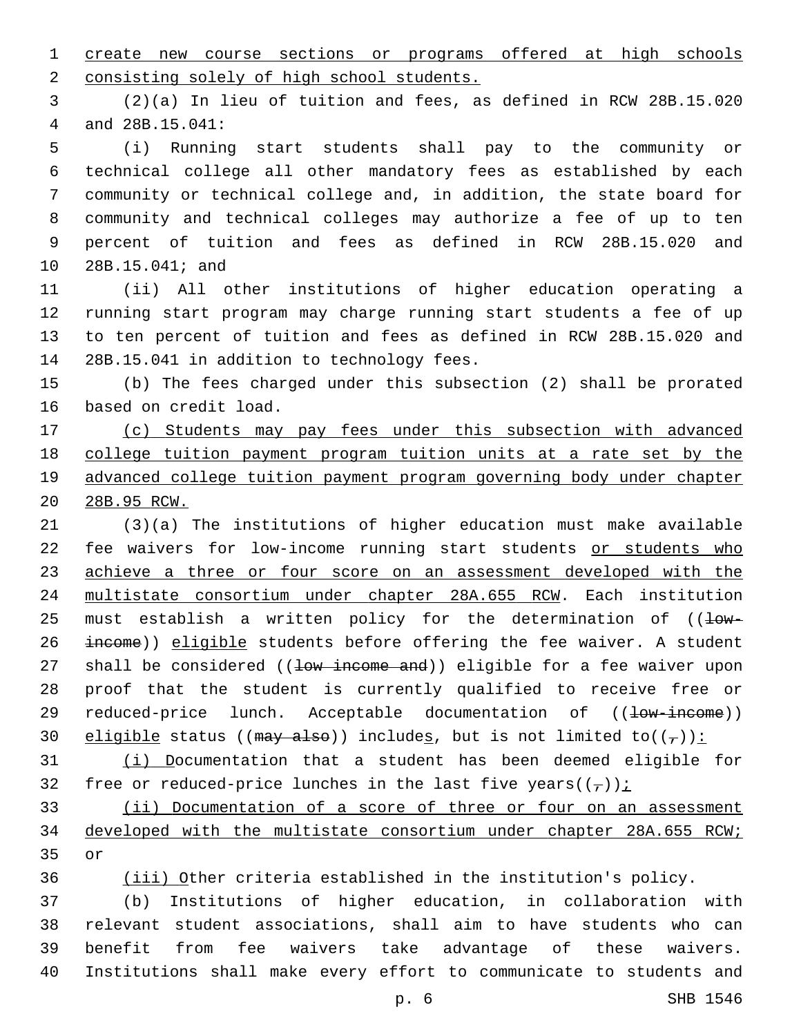create new course sections or programs offered at high schools consisting solely of high school students.

(2)(a) In lieu of tuition and fees, as defined in RCW 28B.15.020 and 28B.15.041:

(i) Running start students shall pay to the community or technical college all other mandatory fees as established by each community or technical college and, in addition, the state board for community and technical colleges may authorize a fee of up to ten percent of tuition and fees as defined in RCW 28B.15.020 and 28B.15.041; and

(ii) All other institutions of higher education operating a running start program may charge running start students a fee of up to ten percent of tuition and fees as defined in RCW 28B.15.020 and 28B.15.041 in addition to technology fees.

(b) The fees charged under this subsection (2) shall be prorated based on credit load.

(c) Students may pay fees under this subsection with advanced college tuition payment program tuition units at a rate set by the advanced college tuition payment program governing body under chapter 28B.95 RCW.

(3)(a) The institutions of higher education must make available fee waivers for low-income running start students or students who achieve a three or four score on an assessment developed with the multistate consortium under chapter 28A.655 RCW. Each institution must establish a written policy for the determination of ((~~low-income~~)) eligible students before offering the fee waiver. A student shall be considered ((~~low income and~~)) eligible for a fee waiver upon proof that the student is currently qualified to receive free or reduced-price lunch. Acceptable documentation of ((~~low-income~~)) eligible status ((~~may also~~)) includes, but is not limited to((~~,~~)):

(i) Documentation that a student has been deemed eligible for free or reduced-price lunches in the last five years((~~,~~));

(ii) Documentation of a score of three or four on an assessment developed with the multistate consortium under chapter 28A.655 RCW; or

(iii) Other criteria established in the institution's policy.

(b) Institutions of higher education, in collaboration with relevant student associations, shall aim to have students who can benefit from fee waivers take advantage of these waivers. Institutions shall make every effort to communicate to students and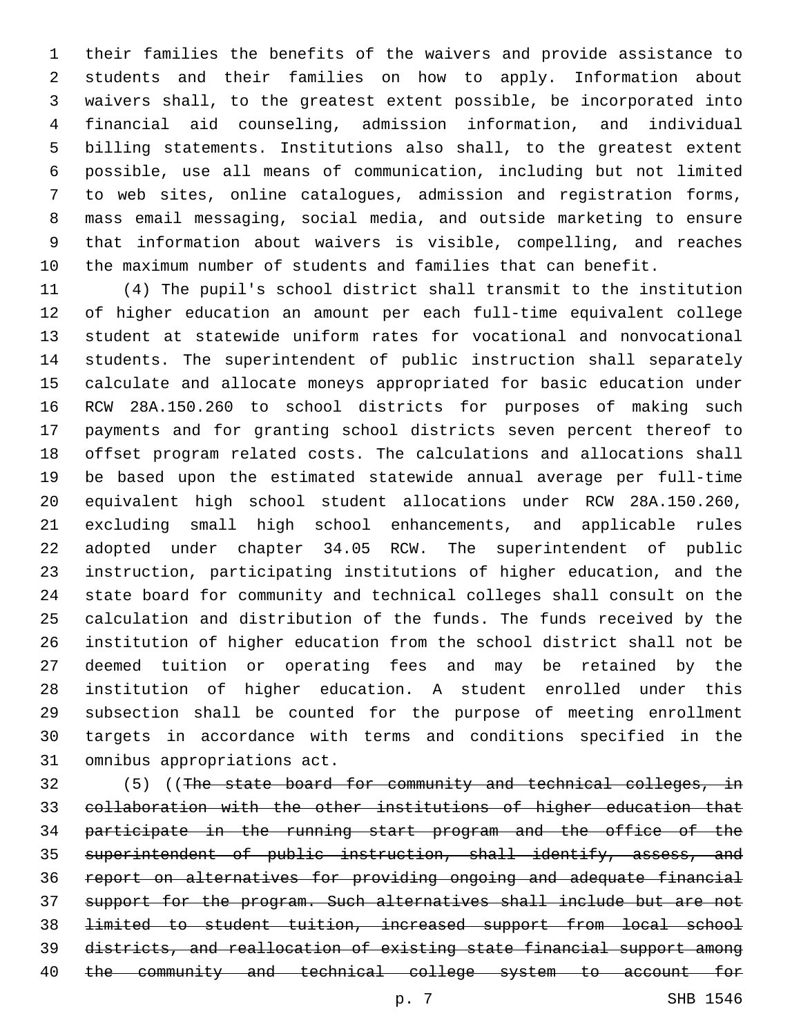their families the benefits of the waivers and provide assistance to students and their families on how to apply. Information about waivers shall, to the greatest extent possible, be incorporated into financial aid counseling, admission information, and individual billing statements. Institutions also shall, to the greatest extent possible, use all means of communication, including but not limited to web sites, online catalogues, admission and registration forms, mass email messaging, social media, and outside marketing to ensure that information about waivers is visible, compelling, and reaches the maximum number of students and families that can benefit.

(4) The pupil's school district shall transmit to the institution of higher education an amount per each full-time equivalent college student at statewide uniform rates for vocational and nonvocational students. The superintendent of public instruction shall separately calculate and allocate moneys appropriated for basic education under RCW 28A.150.260 to school districts for purposes of making such payments and for granting school districts seven percent thereof to offset program related costs. The calculations and allocations shall be based upon the estimated statewide annual average per full-time equivalent high school student allocations under RCW 28A.150.260, excluding small high school enhancements, and applicable rules adopted under chapter 34.05 RCW. The superintendent of public instruction, participating institutions of higher education, and the state board for community and technical colleges shall consult on the calculation and distribution of the funds. The funds received by the institution of higher education from the school district shall not be deemed tuition or operating fees and may be retained by the institution of higher education. A student enrolled under this subsection shall be counted for the purpose of meeting enrollment targets in accordance with terms and conditions specified in the omnibus appropriations act.

(5) ((~~The state board for community and technical colleges, in collaboration with the other institutions of higher education that participate in the running start program and the office of the superintendent of public instruction, shall identify, assess, and report on alternatives for providing ongoing and adequate financial support for the program. Such alternatives shall include but are not limited to student tuition, increased support from local school districts, and reallocation of existing state financial support among the community and technical college system to account for~~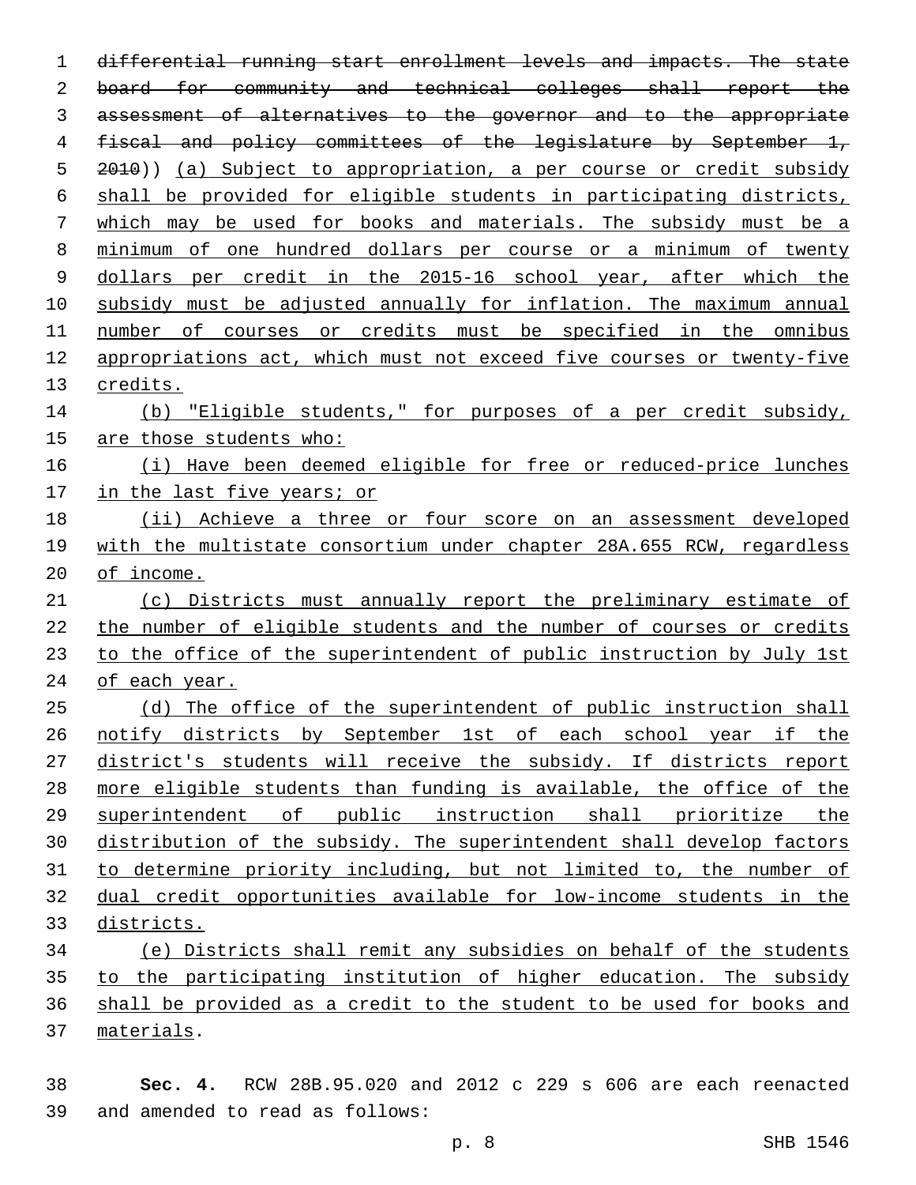~~differential running start enrollment levels and impacts. The state board for community and technical colleges shall report the assessment of alternatives to the governor and to the appropriate fiscal and policy committees of the legislature by September 1, 2010~~)) <u>(a) Subject to appropriation, a per course or credit subsidy shall be provided for eligible students in participating districts, which may be used for books and materials. The subsidy must be a minimum of one hundred dollars per course or a minimum of twenty dollars per credit in the 2015-16 school year, after which the subsidy must be adjusted annually for inflation. The maximum annual number of courses or credits must be specified in the omnibus appropriations act, which must not exceed five courses or twenty-five credits.</u>

<u>(b) "Eligible students," for purposes of a per credit subsidy, are those students who:</u>

<u>(i) Have been deemed eligible for free or reduced-price lunches in the last five years; or</u>

<u>(ii) Achieve a three or four score on an assessment developed with the multistate consortium under chapter 28A.655 RCW, regardless of income.</u>

<u>(c) Districts must annually report the preliminary estimate of the number of eligible students and the number of courses or credits to the office of the superintendent of public instruction by July 1st of each year.</u>

<u>(d) The office of the superintendent of public instruction shall notify districts by September 1st of each school year if the district's students will receive the subsidy. If districts report more eligible students than funding is available, the office of the superintendent of public instruction shall prioritize the distribution of the subsidy. The superintendent shall develop factors to determine priority including, but not limited to, the number of dual credit opportunities available for low-income students in the districts.</u>

<u>(e) Districts shall remit any subsidies on behalf of the students to the participating institution of higher education. The subsidy shall be provided as a credit to the student to be used for books and materials</u>.

**Sec. 4.** RCW 28B.95.020 and 2012 c 229 s 606 are each reenacted and amended to read as follows: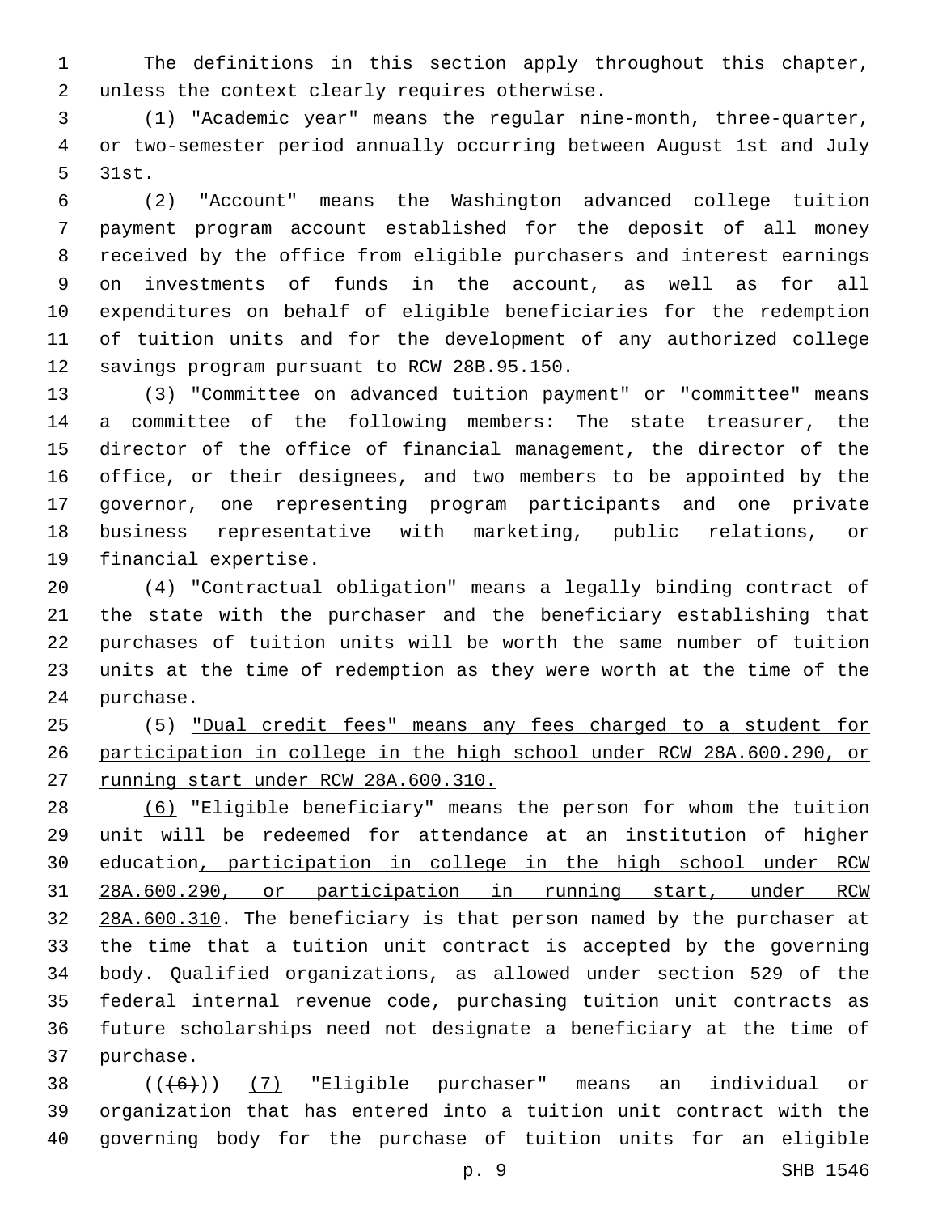The definitions in this section apply throughout this chapter, unless the context clearly requires otherwise.

(1) "Academic year" means the regular nine-month, three-quarter, or two-semester period annually occurring between August 1st and July 31st.

(2) "Account" means the Washington advanced college tuition payment program account established for the deposit of all money received by the office from eligible purchasers and interest earnings on investments of funds in the account, as well as for all expenditures on behalf of eligible beneficiaries for the redemption of tuition units and for the development of any authorized college savings program pursuant to RCW 28B.95.150.

(3) "Committee on advanced tuition payment" or "committee" means a committee of the following members: The state treasurer, the director of the office of financial management, the director of the office, or their designees, and two members to be appointed by the governor, one representing program participants and one private business representative with marketing, public relations, or financial expertise.

(4) "Contractual obligation" means a legally binding contract of the state with the purchaser and the beneficiary establishing that purchases of tuition units will be worth the same number of tuition units at the time of redemption as they were worth at the time of the purchase.

(5) <u>"Dual credit fees" means any fees charged to a student for participation in college in the high school under RCW 28A.600.290, or running start under RCW 28A.600.310.</u>

<u>(6)</u> "Eligible beneficiary" means the person for whom the tuition unit will be redeemed for attendance at an institution of higher education<u>, participation in college in the high school under RCW 28A.600.290, or participation in running start, under RCW 28A.600.310</u>. The beneficiary is that person named by the purchaser at the time that a tuition unit contract is accepted by the governing body. Qualified organizations, as allowed under section 529 of the federal internal revenue code, purchasing tuition unit contracts as future scholarships need not designate a beneficiary at the time of purchase.

~~((~~(6)~~))~~ <u>(7)</u> "Eligible purchaser" means an individual or organization that has entered into a tuition unit contract with the governing body for the purchase of tuition units for an eligible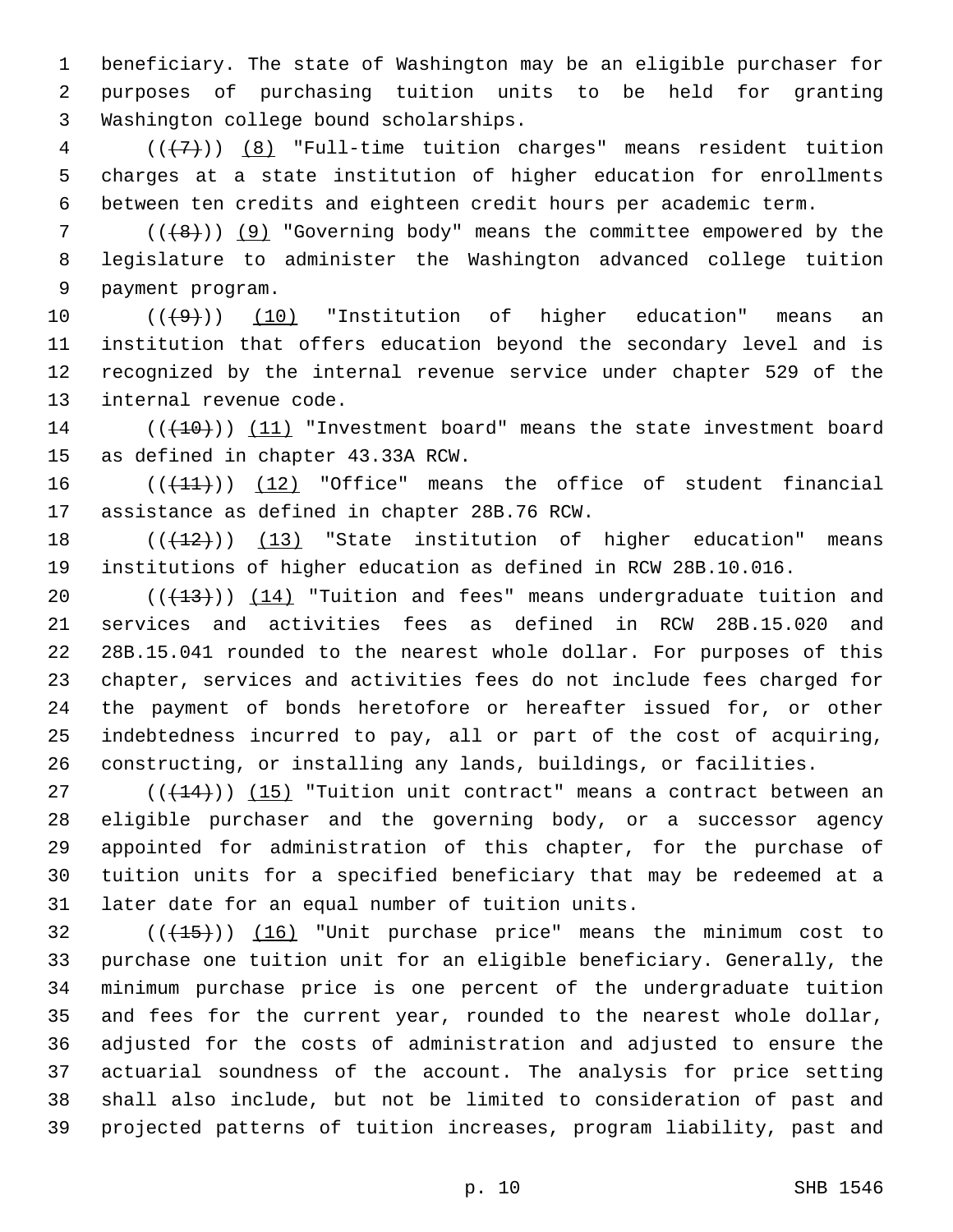beneficiary. The state of Washington may be an eligible purchaser for purposes of purchasing tuition units to be held for granting Washington college bound scholarships.

(((7))) (8) "Full-time tuition charges" means resident tuition charges at a state institution of higher education for enrollments between ten credits and eighteen credit hours per academic term.

(((8))) (9) "Governing body" means the committee empowered by the legislature to administer the Washington advanced college tuition payment program.

(((9))) (10) "Institution of higher education" means an institution that offers education beyond the secondary level and is recognized by the internal revenue service under chapter 529 of the internal revenue code.

(((10))) (11) "Investment board" means the state investment board as defined in chapter 43.33A RCW.

(((11))) (12) "Office" means the office of student financial assistance as defined in chapter 28B.76 RCW.

(((12))) (13) "State institution of higher education" means institutions of higher education as defined in RCW 28B.10.016.

(((13))) (14) "Tuition and fees" means undergraduate tuition and services and activities fees as defined in RCW 28B.15.020 and 28B.15.041 rounded to the nearest whole dollar. For purposes of this chapter, services and activities fees do not include fees charged for the payment of bonds heretofore or hereafter issued for, or other indebtedness incurred to pay, all or part of the cost of acquiring, constructing, or installing any lands, buildings, or facilities.

(((14))) (15) "Tuition unit contract" means a contract between an eligible purchaser and the governing body, or a successor agency appointed for administration of this chapter, for the purchase of tuition units for a specified beneficiary that may be redeemed at a later date for an equal number of tuition units.

(((15))) (16) "Unit purchase price" means the minimum cost to purchase one tuition unit for an eligible beneficiary. Generally, the minimum purchase price is one percent of the undergraduate tuition and fees for the current year, rounded to the nearest whole dollar, adjusted for the costs of administration and adjusted to ensure the actuarial soundness of the account. The analysis for price setting shall also include, but not be limited to consideration of past and projected patterns of tuition increases, program liability, past and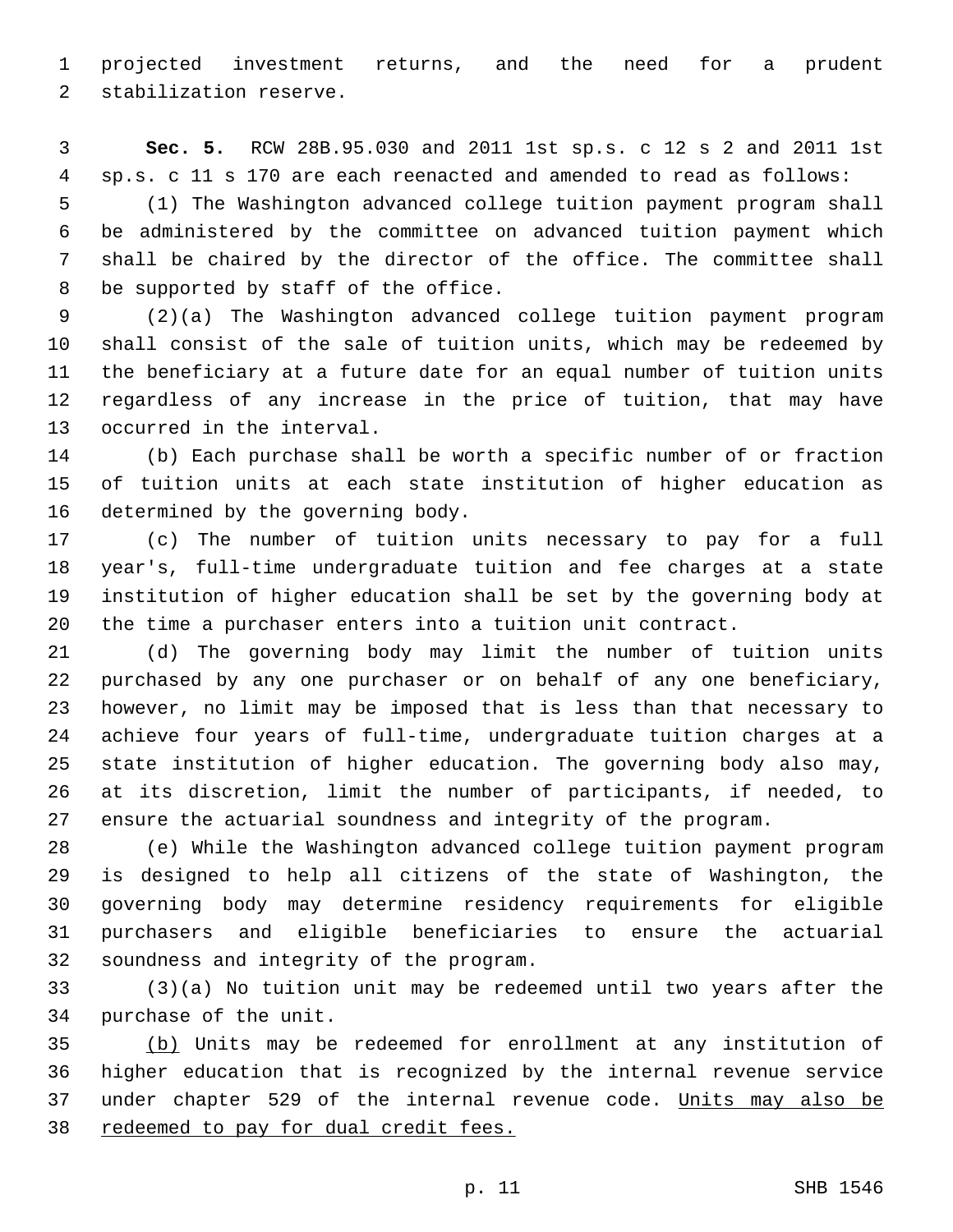projected investment returns, and the need for a prudent stabilization reserve.

**Sec. 5.** RCW 28B.95.030 and 2011 1st sp.s. c 12 s 2 and 2011 1st sp.s. c 11 s 170 are each reenacted and amended to read as follows:

(1) The Washington advanced college tuition payment program shall be administered by the committee on advanced tuition payment which shall be chaired by the director of the office. The committee shall be supported by staff of the office.

(2)(a) The Washington advanced college tuition payment program shall consist of the sale of tuition units, which may be redeemed by the beneficiary at a future date for an equal number of tuition units regardless of any increase in the price of tuition, that may have occurred in the interval.

(b) Each purchase shall be worth a specific number of or fraction of tuition units at each state institution of higher education as determined by the governing body.

(c) The number of tuition units necessary to pay for a full year's, full-time undergraduate tuition and fee charges at a state institution of higher education shall be set by the governing body at the time a purchaser enters into a tuition unit contract.

(d) The governing body may limit the number of tuition units purchased by any one purchaser or on behalf of any one beneficiary, however, no limit may be imposed that is less than that necessary to achieve four years of full-time, undergraduate tuition charges at a state institution of higher education. The governing body also may, at its discretion, limit the number of participants, if needed, to ensure the actuarial soundness and integrity of the program.

(e) While the Washington advanced college tuition payment program is designed to help all citizens of the state of Washington, the governing body may determine residency requirements for eligible purchasers and eligible beneficiaries to ensure the actuarial soundness and integrity of the program.

(3)(a) No tuition unit may be redeemed until two years after the purchase of the unit.

<u>(b)</u> Units may be redeemed for enrollment at any institution of higher education that is recognized by the internal revenue service under chapter 529 of the internal revenue code. <u>Units may also be redeemed to pay for dual credit fees.</u>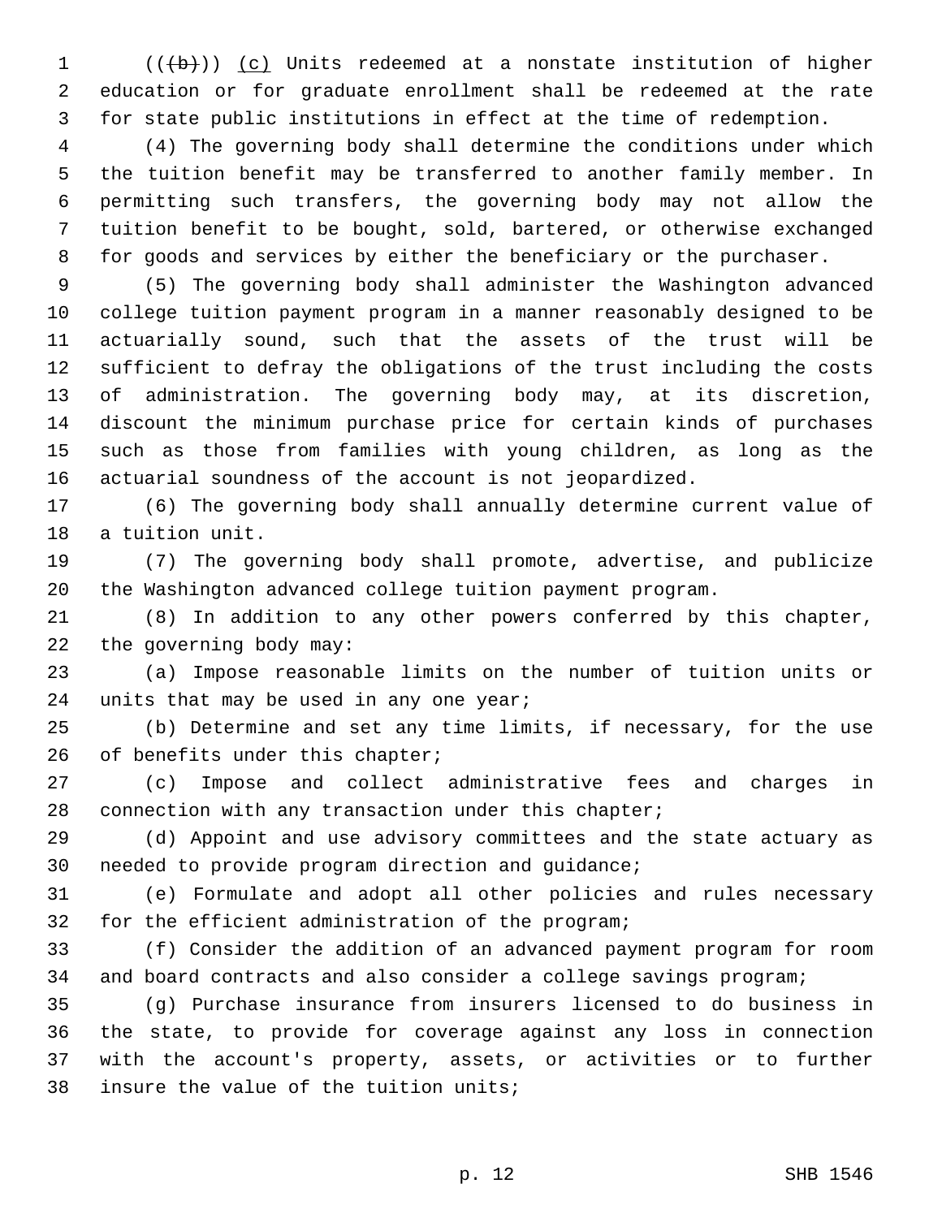(((b))) (c) Units redeemed at a nonstate institution of higher education or for graduate enrollment shall be redeemed at the rate for state public institutions in effect at the time of redemption.

(4) The governing body shall determine the conditions under which the tuition benefit may be transferred to another family member. In permitting such transfers, the governing body may not allow the tuition benefit to be bought, sold, bartered, or otherwise exchanged for goods and services by either the beneficiary or the purchaser.

(5) The governing body shall administer the Washington advanced college tuition payment program in a manner reasonably designed to be actuarially sound, such that the assets of the trust will be sufficient to defray the obligations of the trust including the costs of administration. The governing body may, at its discretion, discount the minimum purchase price for certain kinds of purchases such as those from families with young children, as long as the actuarial soundness of the account is not jeopardized.

(6) The governing body shall annually determine current value of a tuition unit.

(7) The governing body shall promote, advertise, and publicize the Washington advanced college tuition payment program.

(8) In addition to any other powers conferred by this chapter, the governing body may:

(a) Impose reasonable limits on the number of tuition units or units that may be used in any one year;

(b) Determine and set any time limits, if necessary, for the use of benefits under this chapter;

(c) Impose and collect administrative fees and charges in connection with any transaction under this chapter;

(d) Appoint and use advisory committees and the state actuary as needed to provide program direction and guidance;

(e) Formulate and adopt all other policies and rules necessary for the efficient administration of the program;

(f) Consider the addition of an advanced payment program for room and board contracts and also consider a college savings program;

(g) Purchase insurance from insurers licensed to do business in the state, to provide for coverage against any loss in connection with the account's property, assets, or activities or to further insure the value of the tuition units;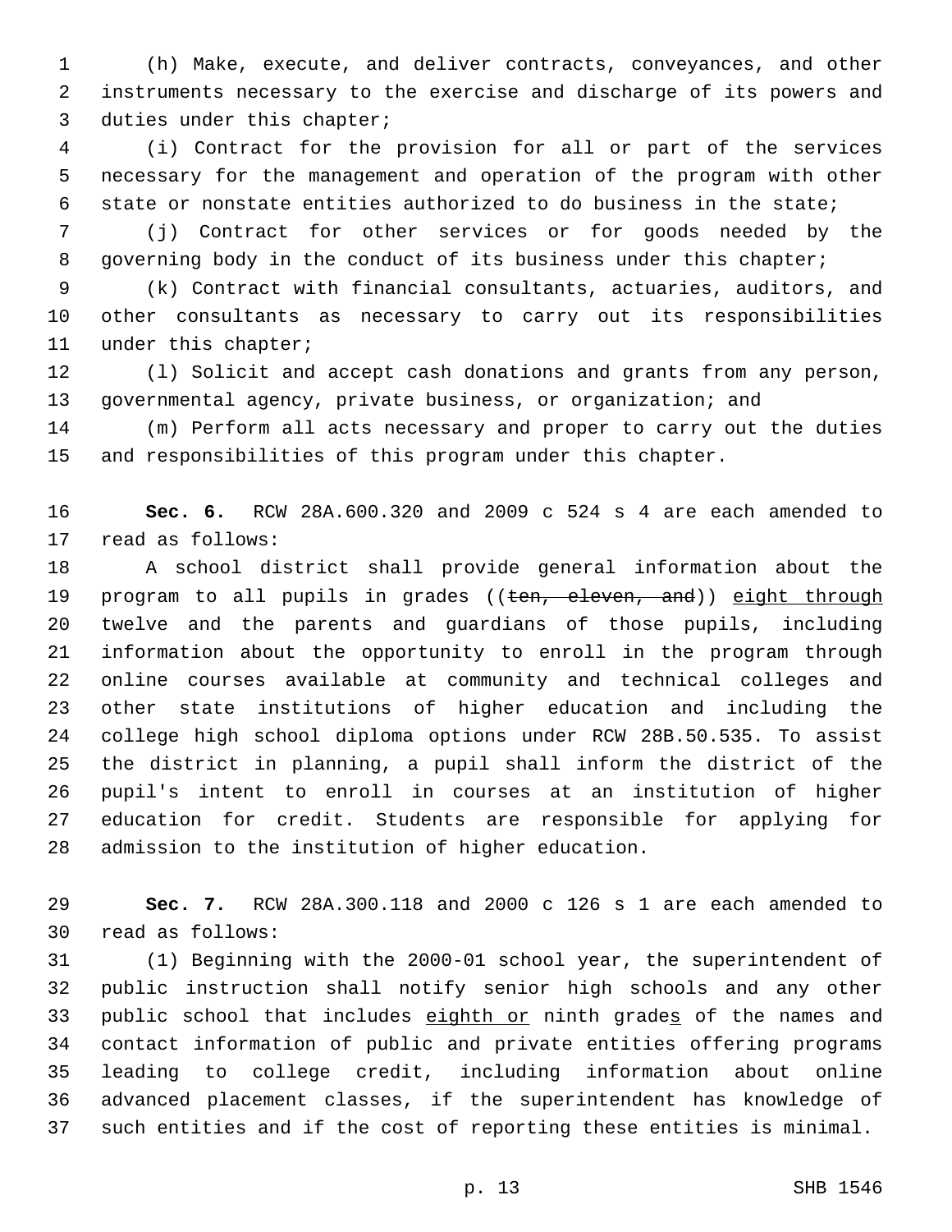(h) Make, execute, and deliver contracts, conveyances, and other instruments necessary to the exercise and discharge of its powers and duties under this chapter;

(i) Contract for the provision for all or part of the services necessary for the management and operation of the program with other state or nonstate entities authorized to do business in the state;

(j) Contract for other services or for goods needed by the governing body in the conduct of its business under this chapter;

(k) Contract with financial consultants, actuaries, auditors, and other consultants as necessary to carry out its responsibilities under this chapter;

(l) Solicit and accept cash donations and grants from any person, governmental agency, private business, or organization; and

(m) Perform all acts necessary and proper to carry out the duties and responsibilities of this program under this chapter.

**Sec. 6.** RCW 28A.600.320 and 2009 c 524 s 4 are each amended to read as follows:

A school district shall provide general information about the program to all pupils in grades ((~~ten, eleven, and~~)) <u>eight through</u> twelve and the parents and guardians of those pupils, including information about the opportunity to enroll in the program through online courses available at community and technical colleges and other state institutions of higher education and including the college high school diploma options under RCW 28B.50.535. To assist the district in planning, a pupil shall inform the district of the pupil's intent to enroll in courses at an institution of higher education for credit. Students are responsible for applying for admission to the institution of higher education.

**Sec. 7.** RCW 28A.300.118 and 2000 c 126 s 1 are each amended to read as follows:

(1) Beginning with the 2000-01 school year, the superintendent of public instruction shall notify senior high schools and any other public school that includes <u>eighth or</u> ninth grade<u>s</u> of the names and contact information of public and private entities offering programs leading to college credit, including information about online advanced placement classes, if the superintendent has knowledge of such entities and if the cost of reporting these entities is minimal.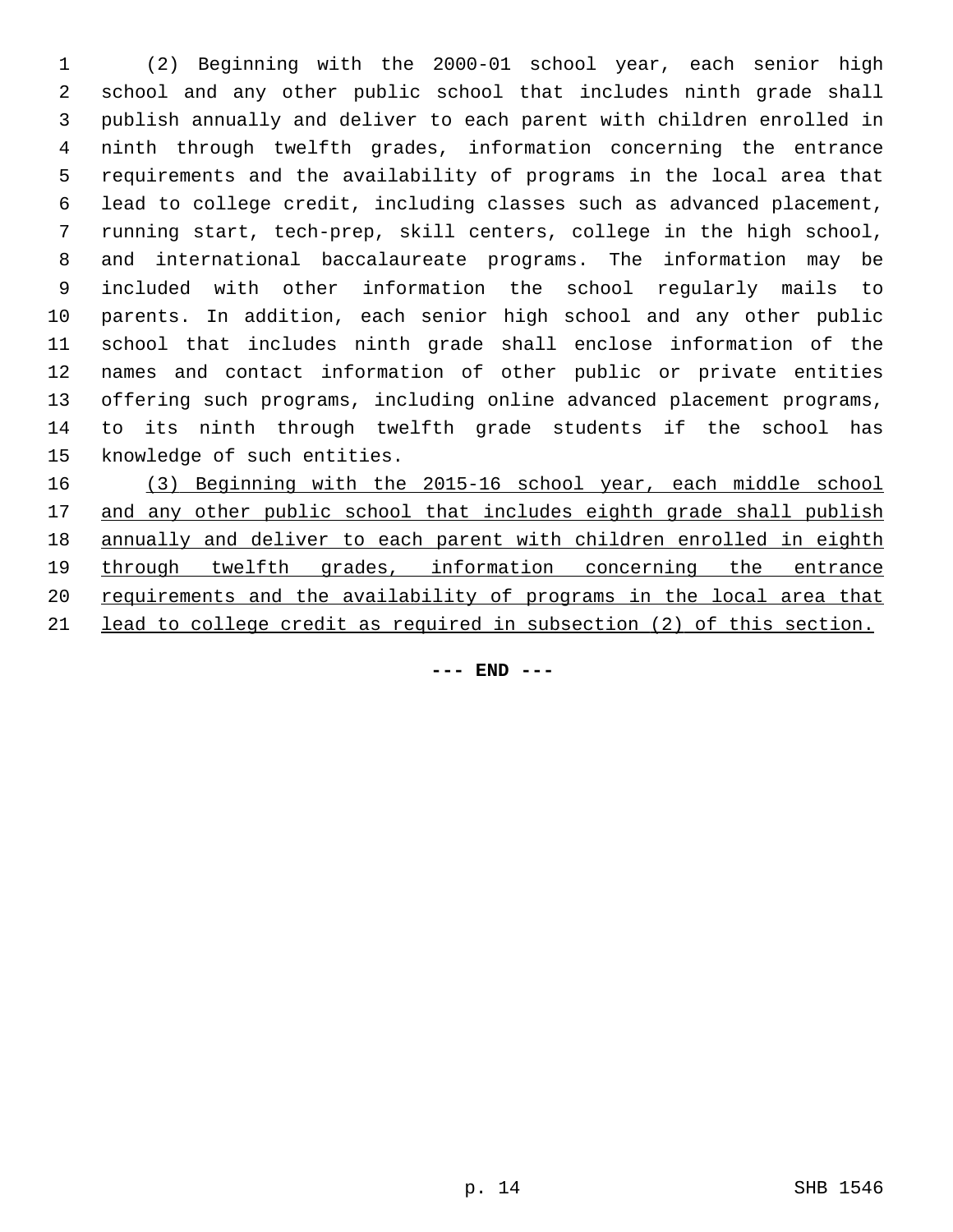(2) Beginning with the 2000-01 school year, each senior high school and any other public school that includes ninth grade shall publish annually and deliver to each parent with children enrolled in ninth through twelfth grades, information concerning the entrance requirements and the availability of programs in the local area that lead to college credit, including classes such as advanced placement, running start, tech-prep, skill centers, college in the high school, and international baccalaureate programs. The information may be included with other information the school regularly mails to parents. In addition, each senior high school and any other public school that includes ninth grade shall enclose information of the names and contact information of other public or private entities offering such programs, including online advanced placement programs, to its ninth through twelfth grade students if the school has knowledge of such entities.

<u>(3) Beginning with the 2015-16 school year, each middle school and any other public school that includes eighth grade shall publish annually and deliver to each parent with children enrolled in eighth through twelfth grades, information concerning the entrance requirements and the availability of programs in the local area that lead to college credit as required in subsection (2) of this section.</u>

**--- END ---**